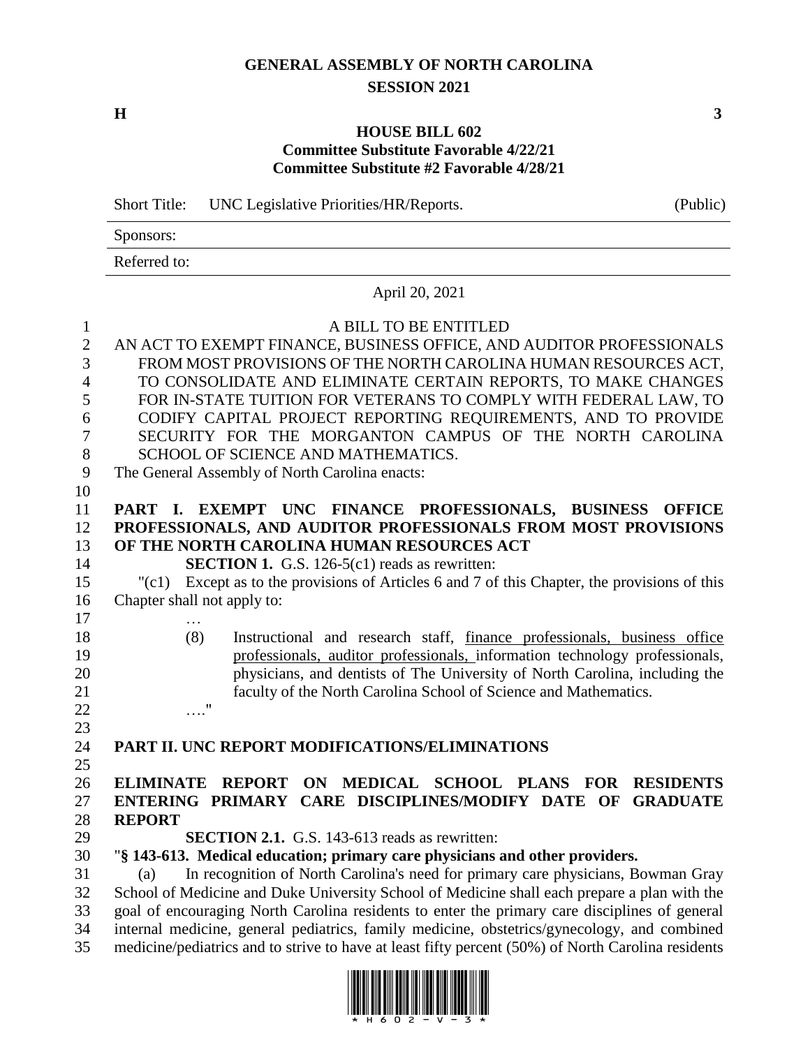# GENERAL ASSEMBLY OF NORTH CAROLINA
## SESSION 2021

**H** **3**

### HOUSE BILL 602
**Committee Substitute Favorable 4/22/21**
**Committee Substitute #2 Favorable 4/28/21**

Short Title: UNC Legislative Priorities/HR/Reports. (Public)

Sponsors:

Referred to:

April 20, 2021

A BILL TO BE ENTITLED

AN ACT TO EXEMPT FINANCE, BUSINESS OFFICE, AND AUDITOR PROFESSIONALS FROM MOST PROVISIONS OF THE NORTH CAROLINA HUMAN RESOURCES ACT, TO CONSOLIDATE AND ELIMINATE CERTAIN REPORTS, TO MAKE CHANGES FOR IN-STATE TUITION FOR VETERANS TO COMPLY WITH FEDERAL LAW, TO CODIFY CAPITAL PROJECT REPORTING REQUIREMENTS, AND TO PROVIDE SECURITY FOR THE MORGANTON CAMPUS OF THE NORTH CAROLINA SCHOOL OF SCIENCE AND MATHEMATICS.

The General Assembly of North Carolina enacts:

**PART I. EXEMPT UNC FINANCE PROFESSIONALS, BUSINESS OFFICE PROFESSIONALS, AND AUDITOR PROFESSIONALS FROM MOST PROVISIONS OF THE NORTH CAROLINA HUMAN RESOURCES ACT**

**SECTION 1.** G.S. 126-5(c1) reads as rewritten:

"(c1) Except as to the provisions of Articles 6 and 7 of this Chapter, the provisions of this Chapter shall not apply to:

…

(8) Instructional and research staff, finance professionals, business office professionals, auditor professionals, information technology professionals, physicians, and dentists of The University of North Carolina, including the faculty of the North Carolina School of Science and Mathematics.

…."

**PART II. UNC REPORT MODIFICATIONS/ELIMINATIONS**

**ELIMINATE REPORT ON MEDICAL SCHOOL PLANS FOR RESIDENTS ENTERING PRIMARY CARE DISCIPLINES/MODIFY DATE OF GRADUATE REPORT**

**SECTION 2.1.** G.S. 143-613 reads as rewritten:

"**§ 143-613. Medical education; primary care physicians and other providers.**

(a) In recognition of North Carolina's need for primary care physicians, Bowman Gray School of Medicine and Duke University School of Medicine shall each prepare a plan with the goal of encouraging North Carolina residents to enter the primary care disciplines of general internal medicine, general pediatrics, family medicine, obstetrics/gynecology, and combined medicine/pediatrics and to strive to have at least fifty percent (50%) of North Carolina residents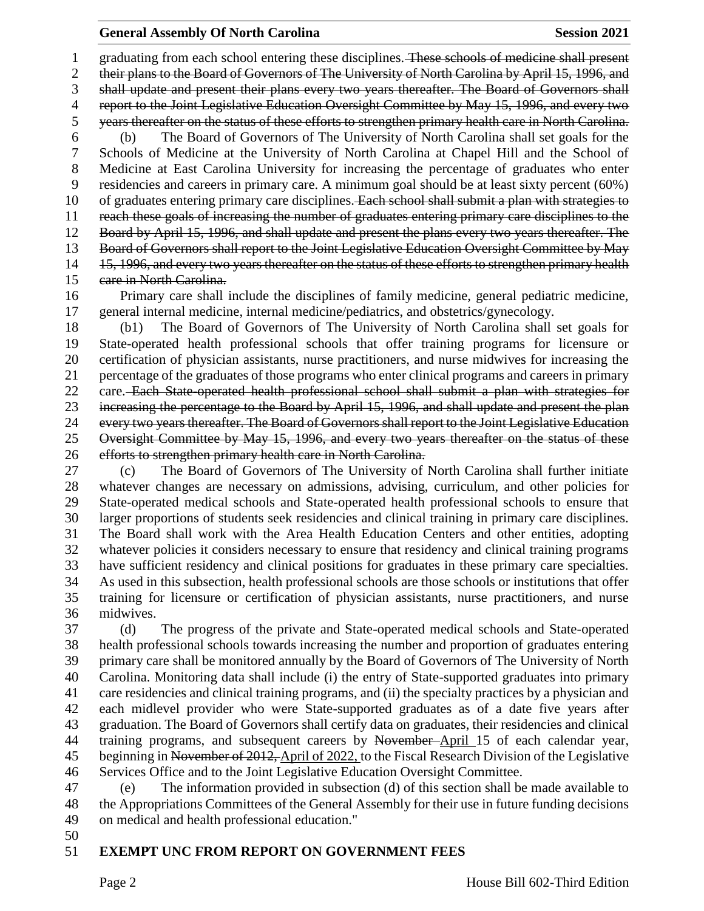graduating from each school entering these disciplines. ~~These schools of medicine shall present their plans to the Board of Governors of The University of North Carolina by April 15, 1996, and shall update and present their plans every two years thereafter. The Board of Governors shall report to the Joint Legislative Education Oversight Committee by May 15, 1996, and every two years thereafter on the status of these efforts to strengthen primary health care in North Carolina.~~

(b) The Board of Governors of The University of North Carolina shall set goals for the Schools of Medicine at the University of North Carolina at Chapel Hill and the School of Medicine at East Carolina University for increasing the percentage of graduates who enter residencies and careers in primary care. A minimum goal should be at least sixty percent (60%) of graduates entering primary care disciplines. ~~Each school shall submit a plan with strategies to reach these goals of increasing the number of graduates entering primary care disciplines to the Board by April 15, 1996, and shall update and present the plans every two years thereafter. The Board of Governors shall report to the Joint Legislative Education Oversight Committee by May 15, 1996, and every two years thereafter on the status of these efforts to strengthen primary health care in North Carolina.~~

Primary care shall include the disciplines of family medicine, general pediatric medicine, general internal medicine, internal medicine/pediatrics, and obstetrics/gynecology.

(b1) The Board of Governors of The University of North Carolina shall set goals for State-operated health professional schools that offer training programs for licensure or certification of physician assistants, nurse practitioners, and nurse midwives for increasing the percentage of the graduates of those programs who enter clinical programs and careers in primary care. ~~Each State-operated health professional school shall submit a plan with strategies for increasing the percentage to the Board by April 15, 1996, and shall update and present the plan every two years thereafter. The Board of Governors shall report to the Joint Legislative Education Oversight Committee by May 15, 1996, and every two years thereafter on the status of these efforts to strengthen primary health care in North Carolina.~~

(c) The Board of Governors of The University of North Carolina shall further initiate whatever changes are necessary on admissions, advising, curriculum, and other policies for State-operated medical schools and State-operated health professional schools to ensure that larger proportions of students seek residencies and clinical training in primary care disciplines. The Board shall work with the Area Health Education Centers and other entities, adopting whatever policies it considers necessary to ensure that residency and clinical training programs have sufficient residency and clinical positions for graduates in these primary care specialties. As used in this subsection, health professional schools are those schools or institutions that offer training for licensure or certification of physician assistants, nurse practitioners, and nurse midwives.

(d) The progress of the private and State-operated medical schools and State-operated health professional schools towards increasing the number and proportion of graduates entering primary care shall be monitored annually by the Board of Governors of The University of North Carolina. Monitoring data shall include (i) the entry of State-supported graduates into primary care residencies and clinical training programs, and (ii) the specialty practices by a physician and each midlevel provider who were State-supported graduates as of a date five years after graduation. The Board of Governors shall certify data on graduates, their residencies and clinical training programs, and subsequent careers by ~~November~~ <u>April</u> 15 of each calendar year, beginning in ~~November of 2012,~~ <u>April of 2022,</u> to the Fiscal Research Division of the Legislative Services Office and to the Joint Legislative Education Oversight Committee.

(e) The information provided in subsection (d) of this section shall be made available to the Appropriations Committees of the General Assembly for their use in future funding decisions on medical and health professional education."

**EXEMPT UNC FROM REPORT ON GOVERNMENT FEES**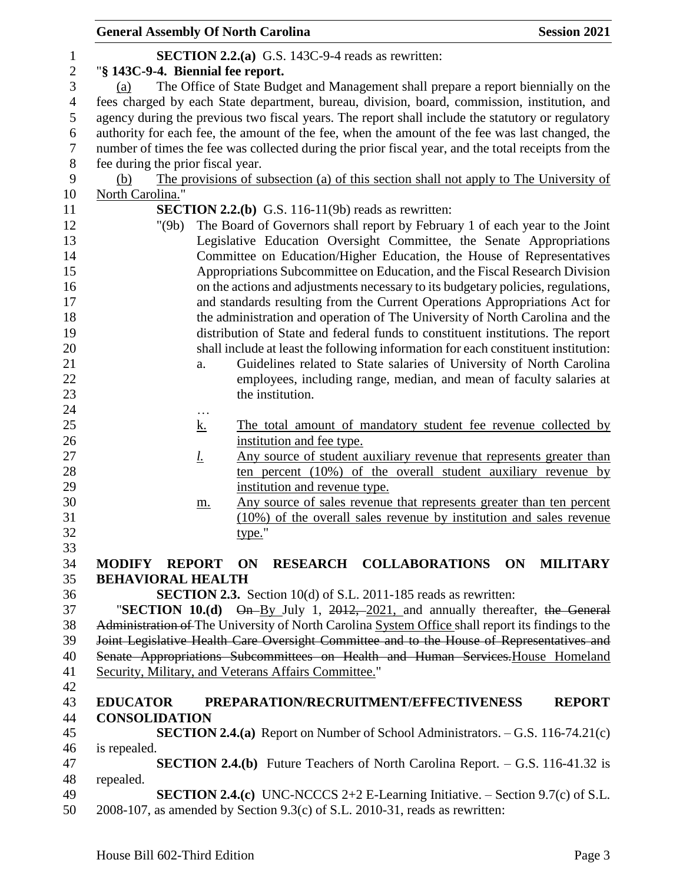**SECTION 2.2.(a)** G.S. 143C-9-4 reads as rewritten:

"**§ 143C-9-4. Biennial fee report.**

(a) The Office of State Budget and Management shall prepare a report biennially on the fees charged by each State department, bureau, division, board, commission, institution, and agency during the previous two fiscal years. The report shall include the statutory or regulatory authority for each fee, the amount of the fee, when the amount of the fee was last changed, the number of times the fee was collected during the prior fiscal year, and the total receipts from the fee during the prior fiscal year.

(b) The provisions of subsection (a) of this section shall not apply to The University of North Carolina."

**SECTION 2.2.(b)** G.S. 116-11(9b) reads as rewritten:

"(9b) The Board of Governors shall report by February 1 of each year to the Joint Legislative Education Oversight Committee, the Senate Appropriations Committee on Education/Higher Education, the House of Representatives Appropriations Subcommittee on Education, and the Fiscal Research Division on the actions and adjustments necessary to its budgetary policies, regulations, and standards resulting from the Current Operations Appropriations Act for the administration and operation of The University of North Carolina and the distribution of State and federal funds to constituent institutions. The report shall include at least the following information for each constituent institution:

a. Guidelines related to State salaries of University of North Carolina employees, including range, median, and mean of faculty salaries at the institution.

…

k. The total amount of mandatory student fee revenue collected by institution and fee type.

l. Any source of student auxiliary revenue that represents greater than ten percent (10%) of the overall student auxiliary revenue by institution and revenue type.

m. Any source of sales revenue that represents greater than ten percent (10%) of the overall sales revenue by institution and sales revenue type."

**MODIFY REPORT ON RESEARCH COLLABORATIONS ON MILITARY BEHAVIORAL HEALTH**

**SECTION 2.3.** Section 10(d) of S.L. 2011-185 reads as rewritten:

"**SECTION 10.(d)** ~~On~~ By July 1, ~~2012,~~ 2021, and annually thereafter, ~~the General Administration of~~ The University of North Carolina System Office shall report its findings to the ~~Joint Legislative Health Care Oversight Committee and to the House of Representatives and Senate Appropriations Subcommittees on Health and Human Services.~~House Homeland Security, Military, and Veterans Affairs Committee."

**EDUCATOR PREPARATION/RECRUITMENT/EFFECTIVENESS REPORT CONSOLIDATION**

**SECTION 2.4.(a)** Report on Number of School Administrators. – G.S. 116-74.21(c) is repealed.

**SECTION 2.4.(b)** Future Teachers of North Carolina Report. – G.S. 116-41.32 is repealed.

**SECTION 2.4.(c)** UNC-NCCCS 2+2 E-Learning Initiative. – Section 9.7(c) of S.L. 2008-107, as amended by Section 9.3(c) of S.L. 2010-31, reads as rewritten: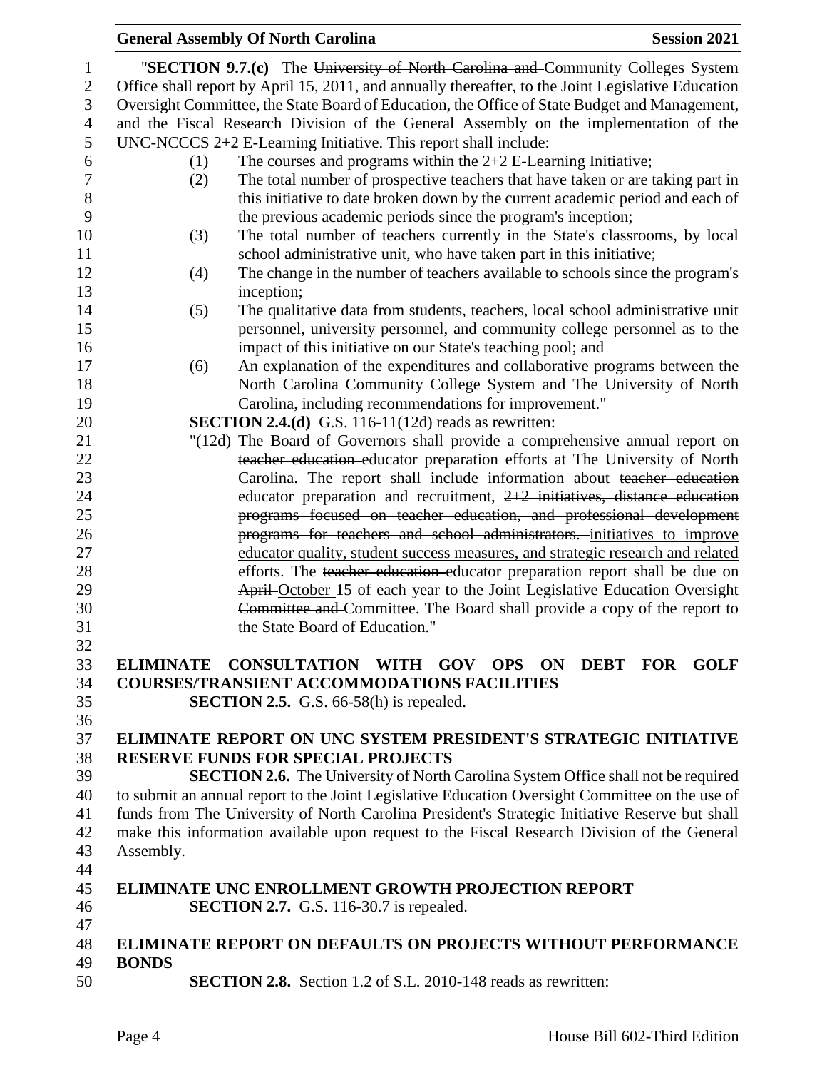"**SECTION 9.7.(c)** The ~~University of North Carolina and~~ Community Colleges System Office shall report by April 15, 2011, and annually thereafter, to the Joint Legislative Education Oversight Committee, the State Board of Education, the Office of State Budget and Management, and the Fiscal Research Division of the General Assembly on the implementation of the UNC-NCCCS 2+2 E-Learning Initiative. This report shall include:

(1) The courses and programs within the 2+2 E-Learning Initiative;

(2) The total number of prospective teachers that have taken or are taking part in this initiative to date broken down by the current academic period and each of the previous academic periods since the program's inception;

(3) The total number of teachers currently in the State's classrooms, by local school administrative unit, who have taken part in this initiative;

(4) The change in the number of teachers available to schools since the program's inception;

(5) The qualitative data from students, teachers, local school administrative unit personnel, university personnel, and community college personnel as to the impact of this initiative on our State's teaching pool; and

(6) An explanation of the expenditures and collaborative programs between the North Carolina Community College System and The University of North Carolina, including recommendations for improvement."

**SECTION 2.4.(d)** G.S. 116-11(12d) reads as rewritten:

"(12d) The Board of Governors shall provide a comprehensive annual report on ~~teacher education~~ educator preparation efforts at The University of North Carolina. The report shall include information about ~~teacher education~~ educator preparation and recruitment, ~~2+2 initiatives, distance education programs focused on teacher education, and professional development programs for teachers and school administrators.~~ initiatives to improve educator quality, student success measures, and strategic research and related efforts. The ~~teacher education~~ educator preparation report shall be due on ~~April~~ October 15 of each year to the Joint Legislative Education Oversight ~~Committee and~~ Committee. The Board shall provide a copy of the report to the State Board of Education."

## ELIMINATE CONSULTATION WITH GOV OPS ON DEBT FOR GOLF COURSES/TRANSIENT ACCOMMODATIONS FACILITIES

**SECTION 2.5.** G.S. 66-58(h) is repealed.

## ELIMINATE REPORT ON UNC SYSTEM PRESIDENT'S STRATEGIC INITIATIVE RESERVE FUNDS FOR SPECIAL PROJECTS

**SECTION 2.6.** The University of North Carolina System Office shall not be required to submit an annual report to the Joint Legislative Education Oversight Committee on the use of funds from The University of North Carolina President's Strategic Initiative Reserve but shall make this information available upon request to the Fiscal Research Division of the General Assembly.

## ELIMINATE UNC ENROLLMENT GROWTH PROJECTION REPORT

**SECTION 2.7.** G.S. 116-30.7 is repealed.

## ELIMINATE REPORT ON DEFAULTS ON PROJECTS WITHOUT PERFORMANCE BONDS

**SECTION 2.8.** Section 1.2 of S.L. 2010-148 reads as rewritten: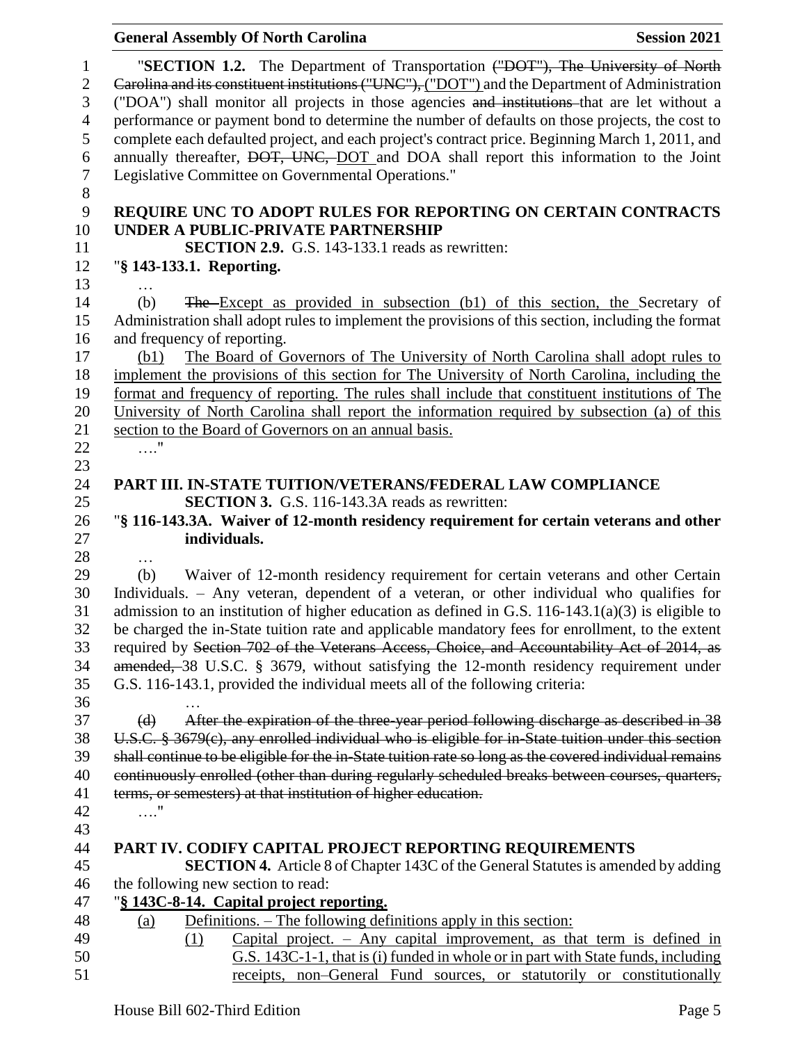"**SECTION 1.2.** The Department of Transportation ~~("DOT"), The University of North Carolina and its constituent institutions ("UNC"),~~ ("DOT") and the Department of Administration ("DOA") shall monitor all projects in those agencies ~~and institutions~~ that are let without a performance or payment bond to determine the number of defaults on those projects, the cost to complete each defaulted project, and each project's contract price. Beginning March 1, 2011, and annually thereafter, ~~DOT, UNC,~~ DOT and DOA shall report this information to the Joint Legislative Committee on Governmental Operations."

**REQUIRE UNC TO ADOPT RULES FOR REPORTING ON CERTAIN CONTRACTS UNDER A PUBLIC-PRIVATE PARTNERSHIP**

**SECTION 2.9.** G.S. 143-133.1 reads as rewritten:

"**§ 143-133.1. Reporting.**

…

(b) ~~The~~ Except as provided in subsection (b1) of this section, the Secretary of Administration shall adopt rules to implement the provisions of this section, including the format and frequency of reporting.

(b1) The Board of Governors of The University of North Carolina shall adopt rules to implement the provisions of this section for The University of North Carolina, including the format and frequency of reporting. The rules shall include that constituent institutions of The University of North Carolina shall report the information required by subsection (a) of this section to the Board of Governors on an annual basis.

…."

**PART III. IN-STATE TUITION/VETERANS/FEDERAL LAW COMPLIANCE**

**SECTION 3.** G.S. 116-143.3A reads as rewritten:

"**§ 116-143.3A. Waiver of 12-month residency requirement for certain veterans and other individuals.**

…

(b) Waiver of 12-month residency requirement for certain veterans and other Certain Individuals. – Any veteran, dependent of a veteran, or other individual who qualifies for admission to an institution of higher education as defined in G.S. 116-143.1(a)(3) is eligible to be charged the in-State tuition rate and applicable mandatory fees for enrollment, to the extent required by ~~Section 702 of the Veterans Access, Choice, and Accountability Act of 2014, as amended,~~ 38 U.S.C. § 3679, without satisfying the 12-month residency requirement under G.S. 116-143.1, provided the individual meets all of the following criteria:

…

~~(d) After the expiration of the three-year period following discharge as described in 38 U.S.C. § 3679(c), any enrolled individual who is eligible for in-State tuition under this section shall continue to be eligible for the in-State tuition rate so long as the covered individual remains continuously enrolled (other than during regularly scheduled breaks between courses, quarters, terms, or semesters) at that institution of higher education.~~

…."

**PART IV. CODIFY CAPITAL PROJECT REPORTING REQUIREMENTS**

**SECTION 4.** Article 8 of Chapter 143C of the General Statutes is amended by adding the following new section to read:

"**§ 143C-8-14. Capital project reporting.**

(a) Definitions. – The following definitions apply in this section:

(1) Capital project. – Any capital improvement, as that term is defined in G.S. 143C-1-1, that is (i) funded in whole or in part with State funds, including receipts, non–General Fund sources, or statutorily or constitutionally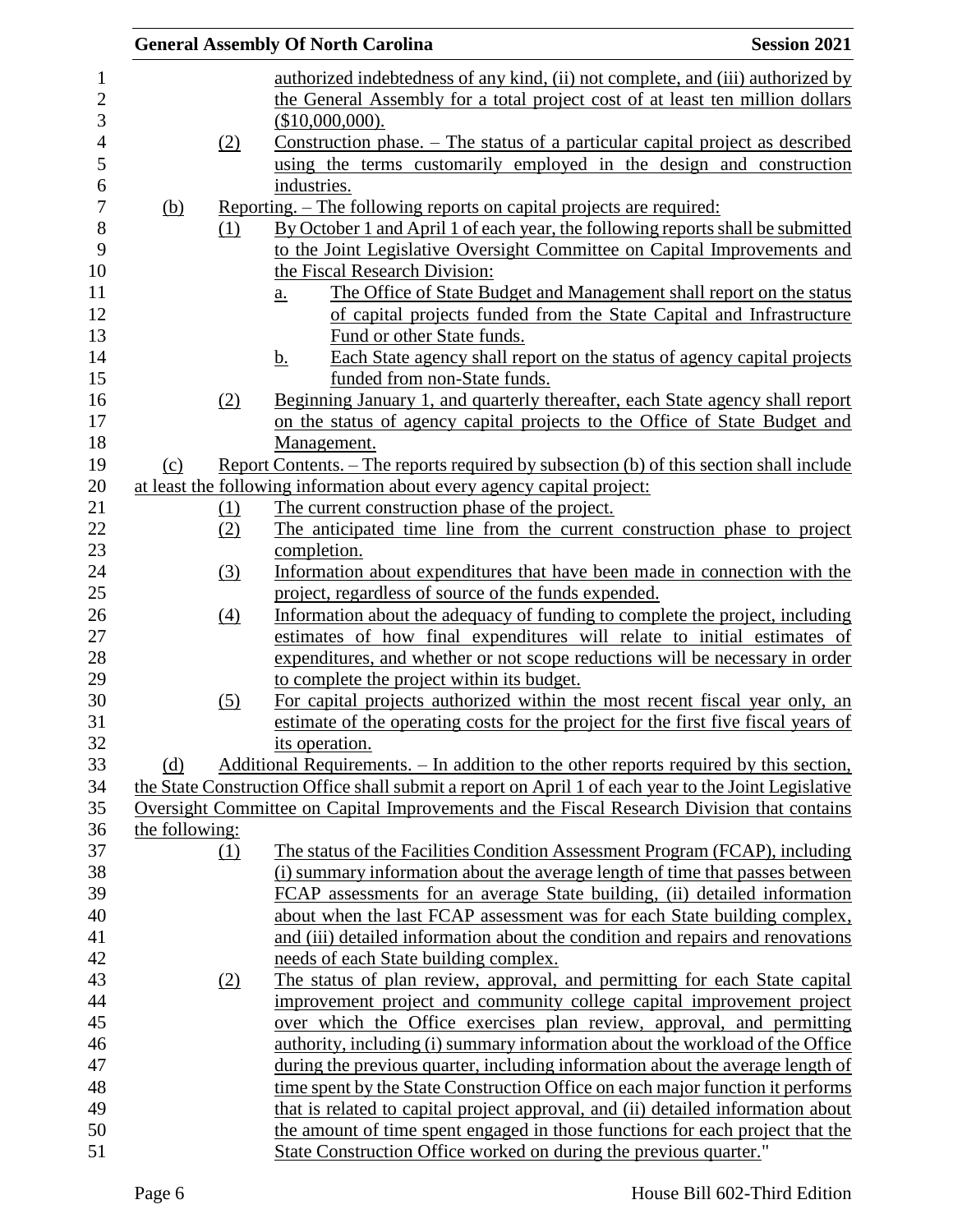authorized indebtedness of any kind, (ii) not complete, and (iii) authorized by the General Assembly for a total project cost of at least ten million dollars ($10,000,000).

(2) Construction phase. – The status of a particular capital project as described using the terms customarily employed in the design and construction industries.

(b) Reporting. – The following reports on capital projects are required:

(1) By October 1 and April 1 of each year, the following reports shall be submitted to the Joint Legislative Oversight Committee on Capital Improvements and the Fiscal Research Division:

a. The Office of State Budget and Management shall report on the status of capital projects funded from the State Capital and Infrastructure Fund or other State funds.

b. Each State agency shall report on the status of agency capital projects funded from non-State funds.

(2) Beginning January 1, and quarterly thereafter, each State agency shall report on the status of agency capital projects to the Office of State Budget and Management.

(c) Report Contents. – The reports required by subsection (b) of this section shall include at least the following information about every agency capital project:

(1) The current construction phase of the project.

(2) The anticipated time line from the current construction phase to project completion.

(3) Information about expenditures that have been made in connection with the project, regardless of source of the funds expended.

(4) Information about the adequacy of funding to complete the project, including estimates of how final expenditures will relate to initial estimates of expenditures, and whether or not scope reductions will be necessary in order to complete the project within its budget.

(5) For capital projects authorized within the most recent fiscal year only, an estimate of the operating costs for the project for the first five fiscal years of its operation.

(d) Additional Requirements. – In addition to the other reports required by this section, the State Construction Office shall submit a report on April 1 of each year to the Joint Legislative Oversight Committee on Capital Improvements and the Fiscal Research Division that contains the following:

(1) The status of the Facilities Condition Assessment Program (FCAP), including (i) summary information about the average length of time that passes between FCAP assessments for an average State building, (ii) detailed information about when the last FCAP assessment was for each State building complex, and (iii) detailed information about the condition and repairs and renovations needs of each State building complex.

(2) The status of plan review, approval, and permitting for each State capital improvement project and community college capital improvement project over which the Office exercises plan review, approval, and permitting authority, including (i) summary information about the workload of the Office during the previous quarter, including information about the average length of time spent by the State Construction Office on each major function it performs that is related to capital project approval, and (ii) detailed information about the amount of time spent engaged in those functions for each project that the State Construction Office worked on during the previous quarter."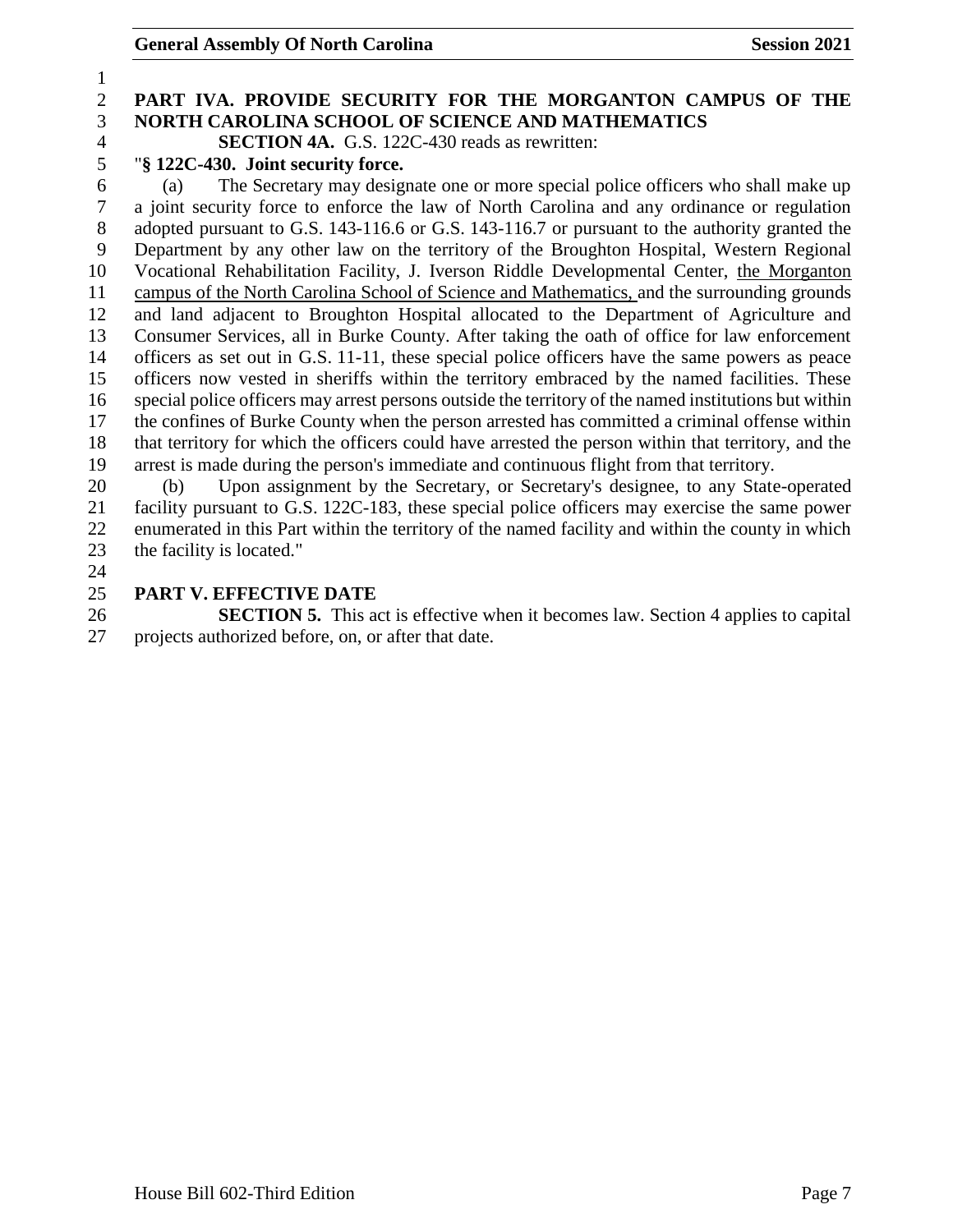**PART IVA. PROVIDE SECURITY FOR THE MORGANTON CAMPUS OF THE NORTH CAROLINA SCHOOL OF SCIENCE AND MATHEMATICS**

**SECTION 4A.** G.S. 122C-430 reads as rewritten:

"**§ 122C-430. Joint security force.**

(a) The Secretary may designate one or more special police officers who shall make up a joint security force to enforce the law of North Carolina and any ordinance or regulation adopted pursuant to G.S. 143-116.6 or G.S. 143-116.7 or pursuant to the authority granted the Department by any other law on the territory of the Broughton Hospital, Western Regional Vocational Rehabilitation Facility, J. Iverson Riddle Developmental Center, <u>the Morganton campus of the North Carolina School of Science and Mathematics,</u> and the surrounding grounds and land adjacent to Broughton Hospital allocated to the Department of Agriculture and Consumer Services, all in Burke County. After taking the oath of office for law enforcement officers as set out in G.S. 11-11, these special police officers have the same powers as peace officers now vested in sheriffs within the territory embraced by the named facilities. These special police officers may arrest persons outside the territory of the named institutions but within the confines of Burke County when the person arrested has committed a criminal offense within that territory for which the officers could have arrested the person within that territory, and the arrest is made during the person's immediate and continuous flight from that territory.

(b) Upon assignment by the Secretary, or Secretary's designee, to any State-operated facility pursuant to G.S. 122C-183, these special police officers may exercise the same power enumerated in this Part within the territory of the named facility and within the county in which the facility is located."

**PART V. EFFECTIVE DATE**

**SECTION 5.** This act is effective when it becomes law. Section 4 applies to capital projects authorized before, on, or after that date.